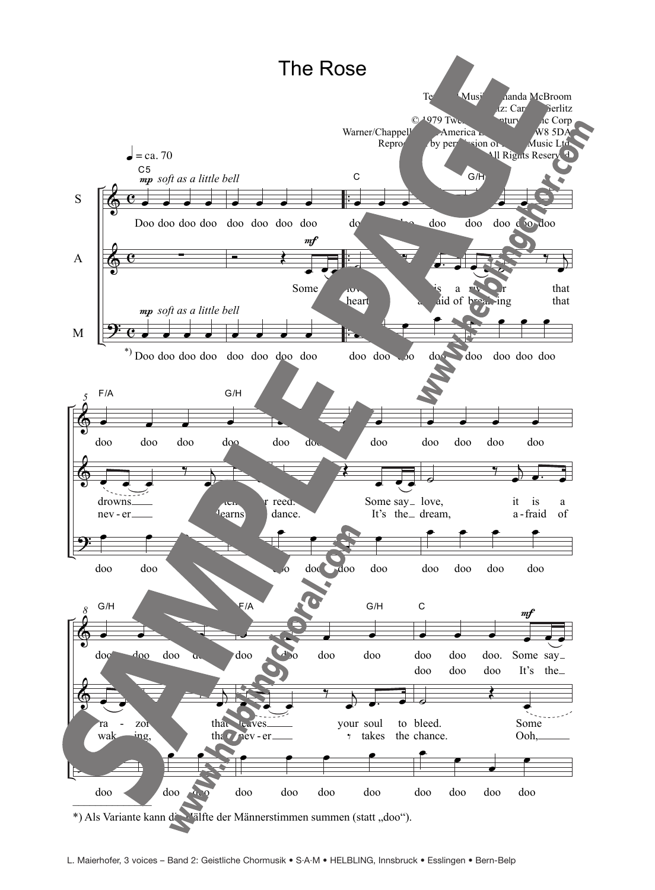# The Rose

Text & Musik: Amanda McBroom
Satz: Carsten Gerlitz
© 1979 Twentieth Century Music Corp
Warner/Chappell North America Ltd, London W8 5DA
Reproduced by permission of Faber Music Ltd
All Rights Reserved

*) Als Variante kann die Hälfte der Männerstimmen summen (statt „doo").

L. Maierhofer, 3 voices – Band 2: Geistliche Chormusik • S·A·M • HELBLING, Innsbruck • Esslingen • Bern-Belp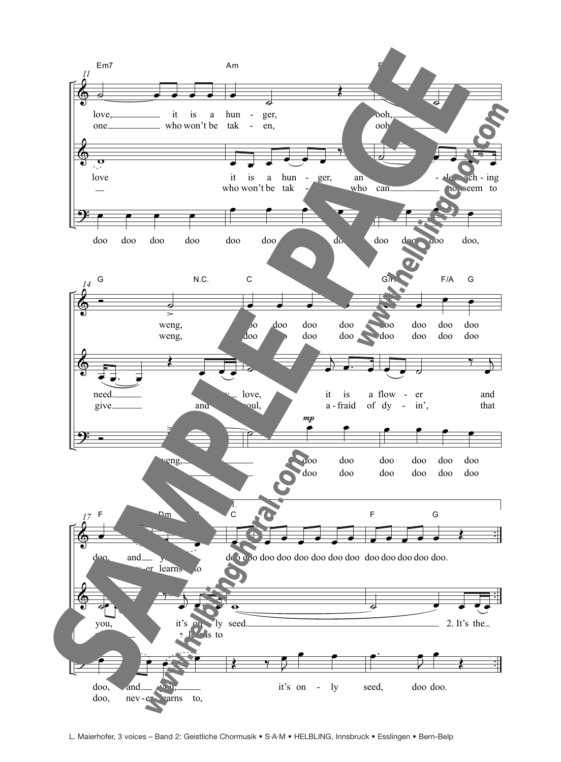**11**

Em7 | Am | F

love, it is a hun - ger, ooh,
one who won't be tak - en, ooh,

love it is a hun - ger, an ... - less ach - ing
who won't be tak - ... who can ... not seem to

doo doo doo doo doo doo ... doo doo doo doo doo,

**14**

G | N.C. | C | G/H | F/A G

weng, doo doo doo doo doo doo doo doo
weng, doo ... doo doo doo doo doo doo

need. ... love, it is a flow - er and
give and ... soul, a - fraid of dy - in', that

weng, doo doo doo doo doo doo
doo doo doo doo doo doo

**17**

F | Dm | 1. C | F | G

doo, and ... doo doo doo doo doo doo doo doo doo doo doo doo doo.
... er learns to

you, it's on - ly seed. 2. It's the
... learns to

doo, and you, it's on - ly seed, doo doo.
doo, nev - er learns to,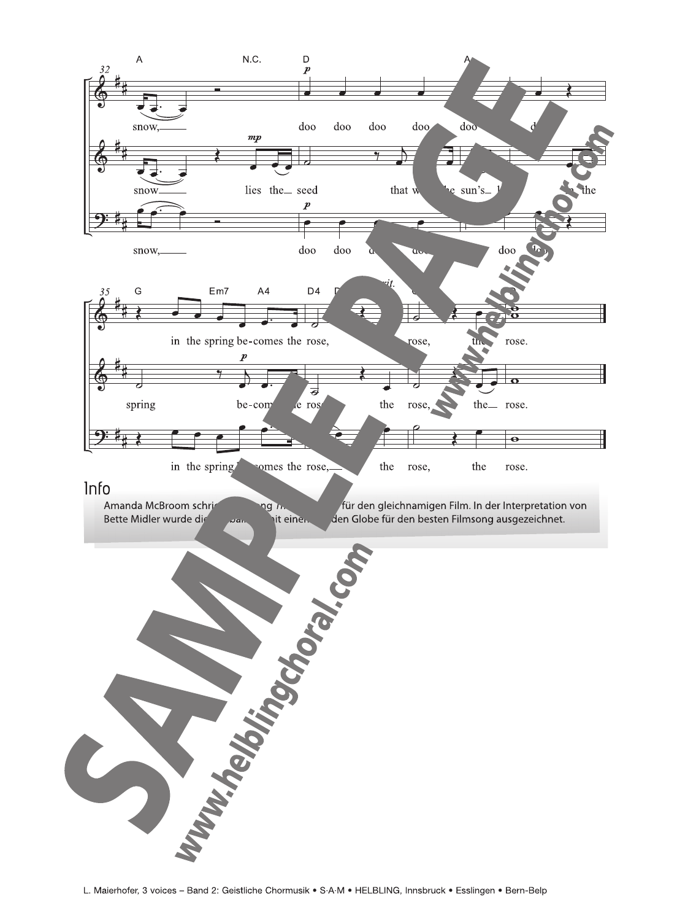## Info

Amanda McBroom schrieb den Song *The Rose* für den gleichnamigen Film. In der Interpretation von Bette Midler wurde dieser Song mit einem Golden Globe für den besten Filmsong ausgezeichnet.